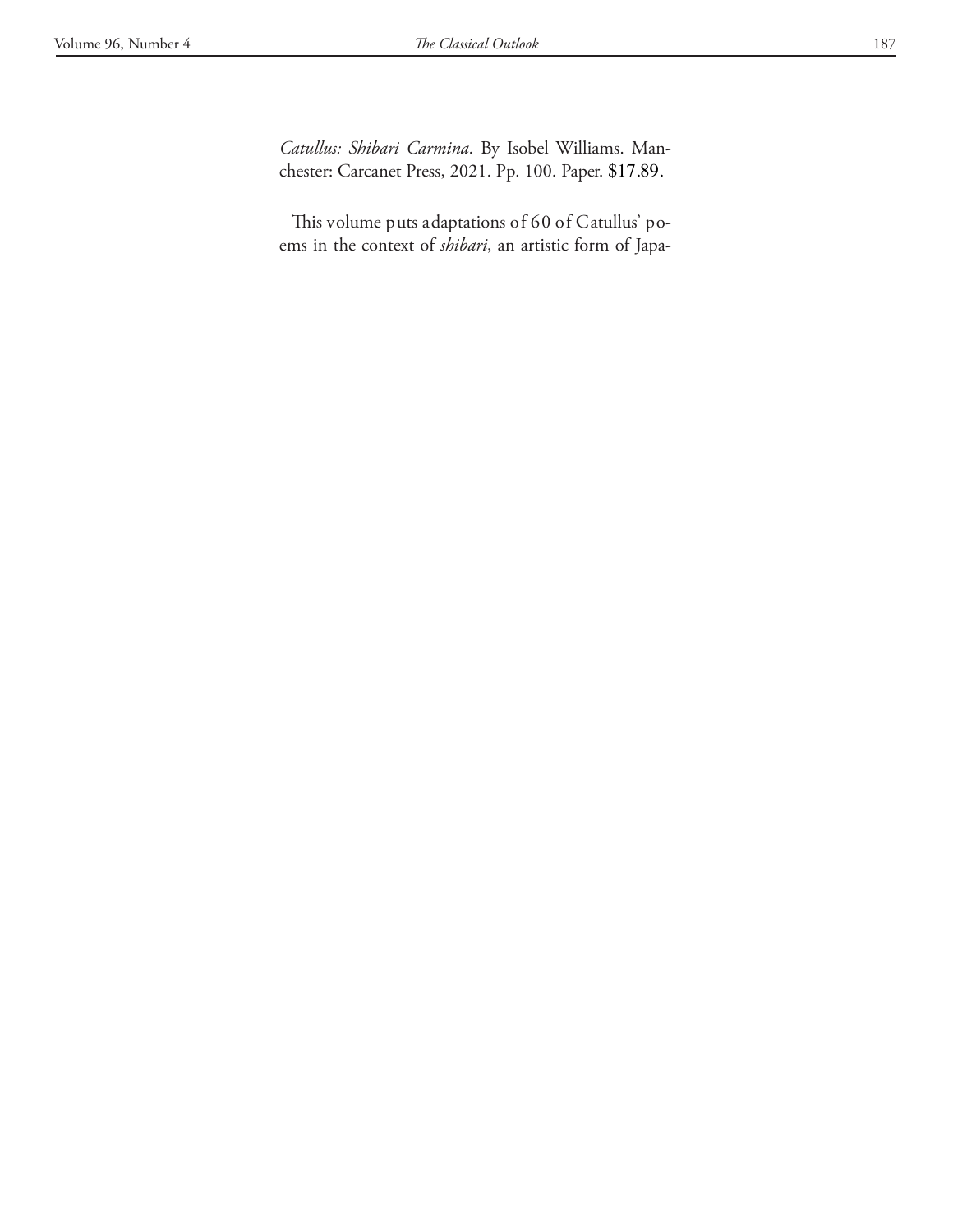*Catullus: Shibari Carmina*. By Isobel Williams. Manchester: Carcanet Press, 2021. Pp. 100. Paper. $17.89.

This volume puts adaptations of 60 of Catullus' poems in the context of *shibari*, an artistic form of Japa-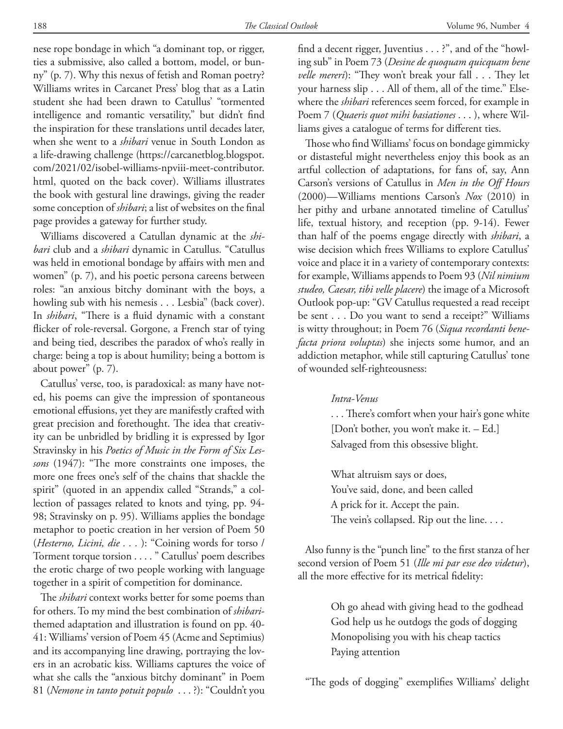nese rope bondage in which "a dominant top, or rigger, ties a submissive, also called a bottom, model, or bunny" (p. 7). Why this nexus of fetish and Roman poetry? Williams writes in Carcanet Press' blog that as a Latin student she had been drawn to Catullus' "tormented intelligence and romantic versatility," but didn't find the inspiration for these translations until decades later, when she went to a *shibari* venue in South London as a life-drawing challenge (https://carcanetblog.blogspot.com/2021/02/isobel-williams-npviii-meet-contributor.html, quoted on the back cover). Williams illustrates the book with gestural line drawings, giving the reader some conception of *shibari*; a list of websites on the final page provides a gateway for further study.

Williams discovered a Catullan dynamic at the *shibari* club and a *shibari* dynamic in Catullus. "Catullus was held in emotional bondage by affairs with men and women" (p. 7), and his poetic persona careens between roles: "an anxious bitchy dominant with the boys, a howling sub with his nemesis . . . Lesbia" (back cover). In *shibari*, "There is a fluid dynamic with a constant flicker of role-reversal. Gorgone, a French star of tying and being tied, describes the paradox of who's really in charge: being a top is about humility; being a bottom is about power" (p. 7).

Catullus' verse, too, is paradoxical: as many have noted, his poems can give the impression of spontaneous emotional effusions, yet they are manifestly crafted with great precision and forethought. The idea that creativity can be unbridled by bridling it is expressed by Igor Stravinsky in his *Poetics of Music in the Form of Six Lessons* (1947): "The more constraints one imposes, the more one frees one's self of the chains that shackle the spirit" (quoted in an appendix called "Strands," a collection of passages related to knots and tying, pp. 94-98; Stravinsky on p. 95). Williams applies the bondage metaphor to poetic creation in her version of Poem 50 (*Hesterno, Licini, die* . . . ): "Coining words for torso / Torment torque torsion . . . . " Catullus' poem describes the erotic charge of two people working with language together in a spirit of competition for dominance.

The *shibari* context works better for some poems than for others. To my mind the best combination of *shibari*-themed adaptation and illustration is found on pp. 40-41: Williams' version of Poem 45 (Acme and Septimius) and its accompanying line drawing, portraying the lovers in an acrobatic kiss. Williams captures the voice of what she calls the "anxious bitchy dominant" in Poem 81 (*Nemone in tanto potuit populo* . . . ?): "Couldn't you find a decent rigger, Juventius . . . ?", and of the "howling sub" in Poem 73 (*Desine de quoquam quicquam bene velle mereri*): "They won't break your fall . . . They let your harness slip . . . All of them, all of the time." Elsewhere the *shibari* references seem forced, for example in Poem 7 (*Quaeris quot mihi basiationes* . . . ), where Williams gives a catalogue of terms for different ties.

Those who find Williams' focus on bondage gimmicky or distasteful might nevertheless enjoy this book as an artful collection of adaptations, for fans of, say, Ann Carson's versions of Catullus in *Men in the Off Hours* (2000)—Williams mentions Carson's *Nox* (2010) in her pithy and urbane annotated timeline of Catullus' life, textual history, and reception (pp. 9-14). Fewer than half of the poems engage directly with *shibari*, a wise decision which frees Williams to explore Catullus' voice and place it in a variety of contemporary contexts: for example, Williams appends to Poem 93 (*Nil nimium studeo, Caesar, tibi velle placere*) the image of a Microsoft Outlook pop-up: "GV Catullus requested a read receipt be sent . . . Do you want to send a receipt?" Williams is witty throughout; in Poem 76 (*Siqua recordanti benefacta priora voluptas*) she injects some humor, and an addiction metaphor, while still capturing Catullus' tone of wounded self-righteousness:

> *Intra-Venus*
>
> . . . There's comfort when your hair's gone white
> [Don't bother, you won't make it. – Ed.]
> Salvaged from this obsessive blight.
>
> What altruism says or does,
> You've said, done, and been called
> A prick for it. Accept the pain.
> The vein's collapsed. Rip out the line. . . .

Also funny is the "punch line" to the first stanza of her second version of Poem 51 (*Ille mi par esse deo videtur*), all the more effective for its metrical fidelity:

> Oh go ahead with giving head to the godhead
> God help us he outdogs the gods of dogging
> Monopolising you with his cheap tactics
> Paying attention

"The gods of dogging" exemplifies Williams' delight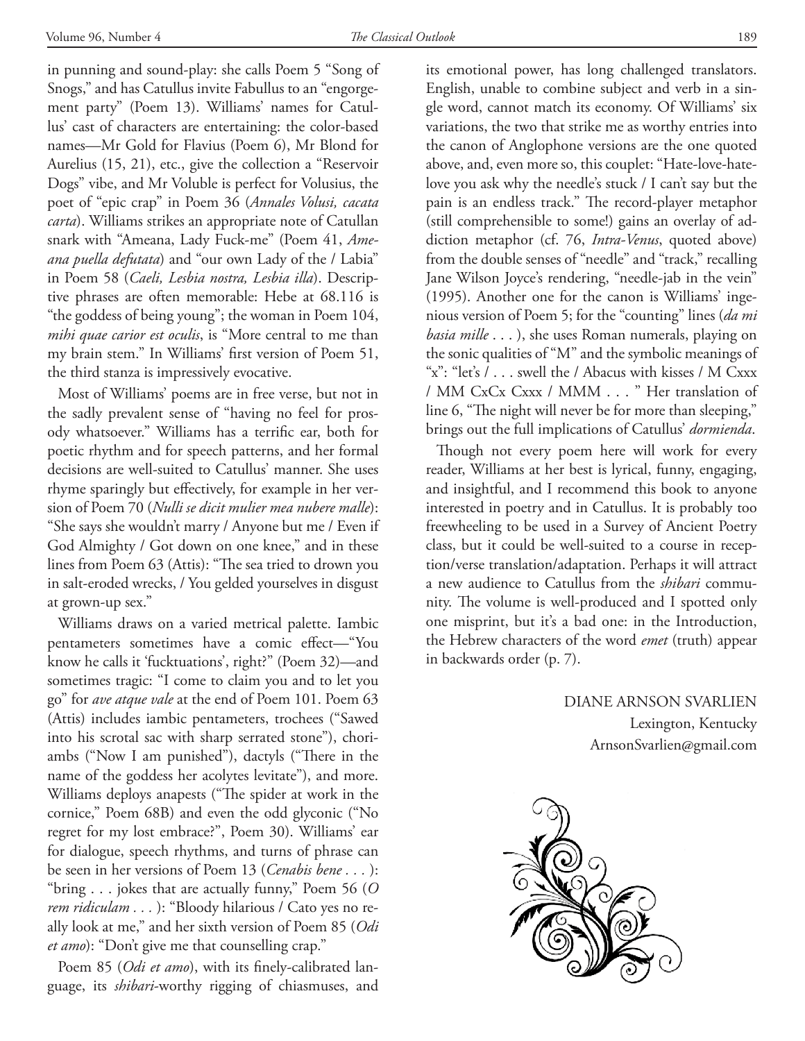in punning and sound-play: she calls Poem 5 "Song of Snogs," and has Catullus invite Fabullus to an "engorgement party" (Poem 13). Williams' names for Catullus' cast of characters are entertaining: the color-based names—Mr Gold for Flavius (Poem 6), Mr Blond for Aurelius (15, 21), etc., give the collection a "Reservoir Dogs" vibe, and Mr Voluble is perfect for Volusius, the poet of "epic crap" in Poem 36 (*Annales Volusi, cacata carta*). Williams strikes an appropriate note of Catullan snark with "Ameana, Lady Fuck-me" (Poem 41, *Ameana puella defutata*) and "our own Lady of the / Labia" in Poem 58 (*Caeli, Lesbia nostra, Lesbia illa*). Descriptive phrases are often memorable: Hebe at 68.116 is "the goddess of being young"; the woman in Poem 104, *mihi quae carior est oculis*, is "More central to me than my brain stem." In Williams' first version of Poem 51, the third stanza is impressively evocative.

Most of Williams' poems are in free verse, but not in the sadly prevalent sense of "having no feel for prosody whatsoever." Williams has a terrific ear, both for poetic rhythm and for speech patterns, and her formal decisions are well-suited to Catullus' manner. She uses rhyme sparingly but effectively, for example in her version of Poem 70 (*Nulli se dicit mulier mea nubere malle*): "She says she wouldn't marry / Anyone but me / Even if God Almighty / Got down on one knee," and in these lines from Poem 63 (Attis): "The sea tried to drown you in salt-eroded wrecks, / You gelded yourselves in disgust at grown-up sex."

Williams draws on a varied metrical palette. Iambic pentameters sometimes have a comic effect—"You know he calls it 'fucktuations', right?" (Poem 32)—and sometimes tragic: "I come to claim you and to let you go" for *ave atque vale* at the end of Poem 101. Poem 63 (Attis) includes iambic pentameters, trochees ("Sawed into his scrotal sac with sharp serrated stone"), choriambs ("Now I am punished"), dactyls ("There in the name of the goddess her acolytes levitate"), and more. Williams deploys anapests ("The spider at work in the cornice," Poem 68B) and even the odd glyconic ("No regret for my lost embrace?", Poem 30). Williams' ear for dialogue, speech rhythms, and turns of phrase can be seen in her versions of Poem 13 (*Cenabis bene . . .*): "bring . . . jokes that are actually funny," Poem 56 (*O rem ridiculam . . .*): "Bloody hilarious / Cato yes no really look at me," and her sixth version of Poem 85 (*Odi et amo*): "Don't give me that counselling crap."

Poem 85 (*Odi et amo*), with its finely-calibrated language, its *shibari*-worthy rigging of chiasmuses, and its emotional power, has long challenged translators. English, unable to combine subject and verb in a single word, cannot match its economy. Of Williams' six variations, the two that strike me as worthy entries into the canon of Anglophone versions are the one quoted above, and, even more so, this couplet: "Hate-love-hate-love you ask why the needle's stuck / I can't say but the pain is an endless track." The record-player metaphor (still comprehensible to some!) gains an overlay of addiction metaphor (cf. 76, *Intra-Venus*, quoted above) from the double senses of "needle" and "track," recalling Jane Wilson Joyce's rendering, "needle-jab in the vein" (1995). Another one for the canon is Williams' ingenious version of Poem 5; for the "counting" lines (*da mi basia mille . . .*), she uses Roman numerals, playing on the sonic qualities of "M" and the symbolic meanings of "x": "let's / . . . swell the / Abacus with kisses / M Cxxx / MM CxCx Cxxx / MMM . . . " Her translation of line 6, "The night will never be for more than sleeping," brings out the full implications of Catullus' *dormienda*.

Though not every poem here will work for every reader, Williams at her best is lyrical, funny, engaging, and insightful, and I recommend this book to anyone interested in poetry and in Catullus. It is probably too freewheeling to be used in a Survey of Ancient Poetry class, but it could be well-suited to a course in reception/verse translation/adaptation. Perhaps it will attract a new audience to Catullus from the *shibari* community. The volume is well-produced and I spotted only one misprint, but it's a bad one: in the Introduction, the Hebrew characters of the word *emet* (truth) appear in backwards order (p. 7).

DIANE ARNSON SVARLIEN
Lexington, Kentucky
ArnsonSvarlien@gmail.com